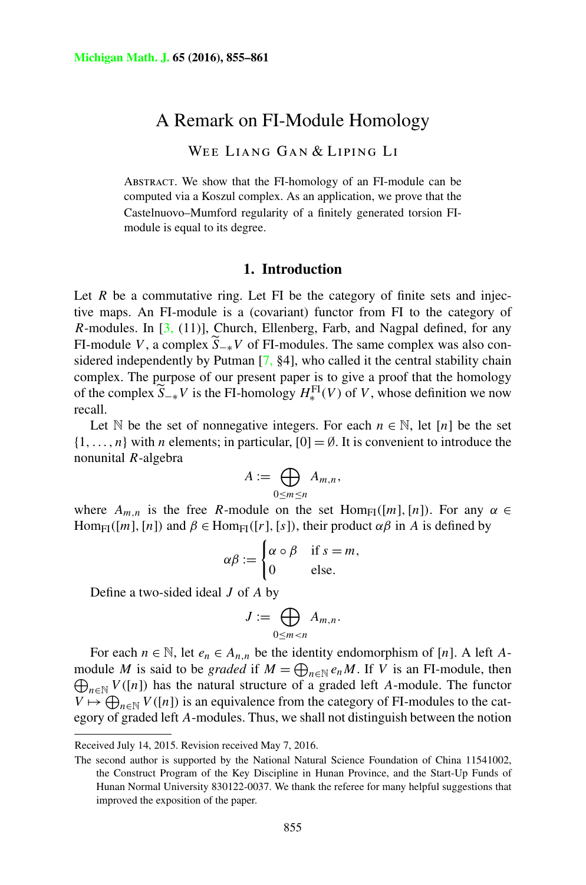# A Remark on FI-Module Homology

Wee Liang Gan & Liping Li

Abstract. We show that the FI-homology of an FI-module can be computed via a Koszul complex. As an application, we prove that the Castelnuovo–Mumford regularity of a finitely generated torsion FI-module is equal to its degree.

## 1. Introduction

Let $R$ be a commutative ring. Let FI be the category of finite sets and injective maps. An FI-module is a (covariant) functor from FI to the category of $R$-modules. In [3, (11)], Church, Ellenberg, Farb, and Nagpal defined, for any FI-module $V$, a complex $\widetilde{S}_{-*}V$ of FI-modules. The same complex was also considered independently by Putman [7, §4], who called it the central stability chain complex. The purpose of our present paper is to give a proof that the homology of the complex $\widetilde{S}_{-*}V$ is the FI-homology $H_*^{\mathrm{FI}}(V)$ of $V$, whose definition we now recall.

Let $\mathbb{N}$ be the set of nonnegative integers. For each $n \in \mathbb{N}$, let $[n]$ be the set $\{1, \dots, n\}$ with $n$ elements; in particular, $[0] = \emptyset$. It is convenient to introduce the nonunital $R$-algebra

$$A := \bigoplus_{0 \le m \le n} A_{m,n},$$

where $A_{m,n}$ is the free $R$-module on the set $\mathrm{Hom}_{\mathrm{FI}}([m],[n])$. For any $\alpha \in \mathrm{Hom}_{\mathrm{FI}}([m],[n])$ and $\beta \in \mathrm{Hom}_{\mathrm{FI}}([r],[s])$, their product $\alpha\beta$ in $A$ is defined by

$$\alpha\beta := \begin{cases} \alpha \circ \beta & \text{if } s = m, \\ 0 & \text{else.} \end{cases}$$

Define a two-sided ideal $J$ of $A$ by

$$J := \bigoplus_{0 \le m < n} A_{m,n}.$$

For each $n \in \mathbb{N}$, let $e_n \in A_{n,n}$ be the identity endomorphism of $[n]$. A left $A$-module $M$ is said to be *graded* if $M = \bigoplus_{n \in \mathbb{N}} e_n M$. If $V$ is an FI-module, then $\bigoplus_{n \in \mathbb{N}} V([n])$ has the natural structure of a graded left $A$-module. The functor $V \mapsto \bigoplus_{n \in \mathbb{N}} V([n])$ is an equivalence from the category of FI-modules to the category of graded left $A$-modules. Thus, we shall not distinguish between the notion

---

Received July 14, 2015. Revision received May 7, 2016.

The second author is supported by the National Natural Science Foundation of China 11541002, the Construct Program of the Key Discipline in Hunan Province, and the Start-Up Funds of Hunan Normal University 830122-0037. We thank the referee for many helpful suggestions that improved the exposition of the paper.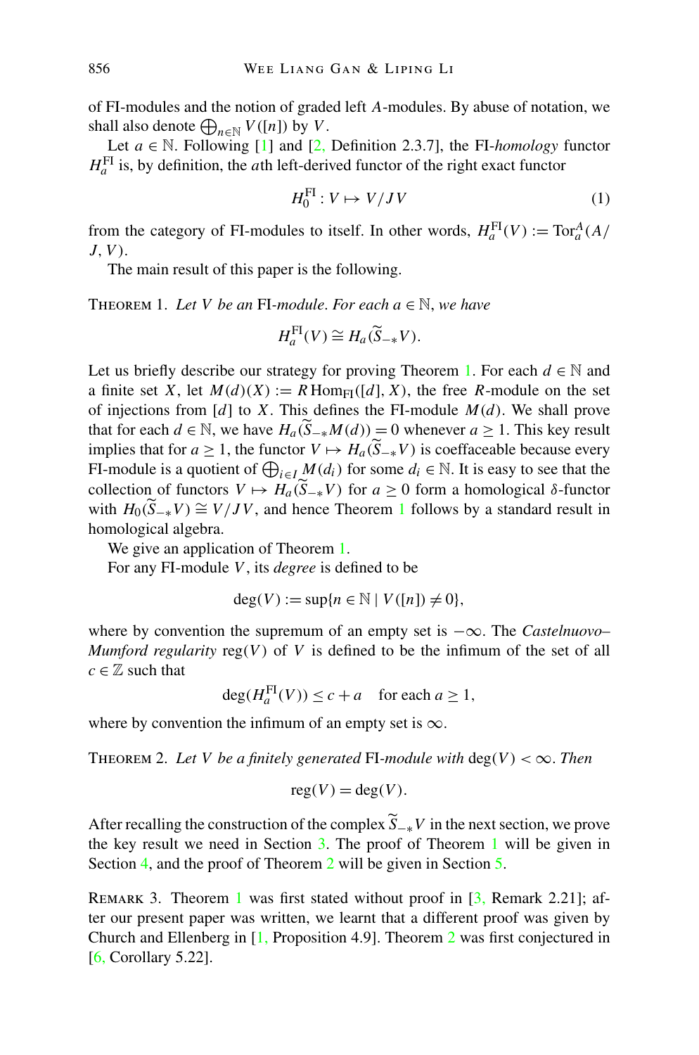of FI-modules and the notion of graded left $A$-modules. By abuse of notation, we shall also denote $\bigoplus_{n\in\mathbb{N}} V([n])$ by $V$.

Let $a \in \mathbb{N}$. Following [1] and [2, Definition 2.3.7], the FI-*homology* functor $H_a^{\mathrm{FI}}$ is, by definition, the $a$th left-derived functor of the right exact functor

$$H_0^{\mathrm{FI}} : V \mapsto V/JV \tag{1}$$

from the category of FI-modules to itself. In other words, $H_a^{\mathrm{FI}}(V) := \mathrm{Tor}_a^A(A/J, V)$.

The main result of this paper is the following.

THEOREM 1. *Let $V$ be an* FI-*module*. *For each $a \in \mathbb{N}$, we have*

$$H_a^{\mathrm{FI}}(V) \cong H_a(\widetilde{S}_{-*}V).$$

Let us briefly describe our strategy for proving Theorem 1. For each $d \in \mathbb{N}$ and a finite set $X$, let $M(d)(X) := R\,\mathrm{Hom}_{\mathrm{FI}}([d], X)$, the free $R$-module on the set of injections from $[d]$ to $X$. This defines the FI-module $M(d)$. We shall prove that for each $d \in \mathbb{N}$, we have $H_a(\widetilde{S}_{-*}M(d)) = 0$ whenever $a \geq 1$. This key result implies that for $a \geq 1$, the functor $V \mapsto H_a(\widetilde{S}_{-*}V)$ is coeffaceable because every FI-module is a quotient of $\bigoplus_{i\in I} M(d_i)$ for some $d_i \in \mathbb{N}$. It is easy to see that the collection of functors $V \mapsto H_a(\widetilde{S}_{-*}V)$ for $a \geq 0$ form a homological $\delta$-functor with $H_0(\widetilde{S}_{-*}V) \cong V/JV$, and hence Theorem 1 follows by a standard result in homological algebra.

We give an application of Theorem 1.

For any FI-module $V$, its *degree* is defined to be

$$\deg(V) := \sup\{n \in \mathbb{N} \mid V([n]) \neq 0\},$$

where by convention the supremum of an empty set is $-\infty$. The *Castelnuovo–Mumford regularity* $\mathrm{reg}(V)$ of $V$ is defined to be the infimum of the set of all $c \in \mathbb{Z}$ such that

$$\deg(H_a^{\mathrm{FI}}(V)) \leq c + a \quad \text{for each } a \geq 1,$$

where by convention the infimum of an empty set is $\infty$.

THEOREM 2. *Let $V$ be a finitely generated* FI-*module with* $\deg(V) < \infty$. *Then*

$$\mathrm{reg}(V) = \deg(V).$$

After recalling the construction of the complex $\widetilde{S}_{-*}V$ in the next section, we prove the key result we need in Section 3. The proof of Theorem 1 will be given in Section 4, and the proof of Theorem 2 will be given in Section 5.

REMARK 3. Theorem 1 was first stated without proof in [3, Remark 2.21]; after our present paper was written, we learnt that a different proof was given by Church and Ellenberg in [1, Proposition 4.9]. Theorem 2 was first conjectured in [6, Corollary 5.22].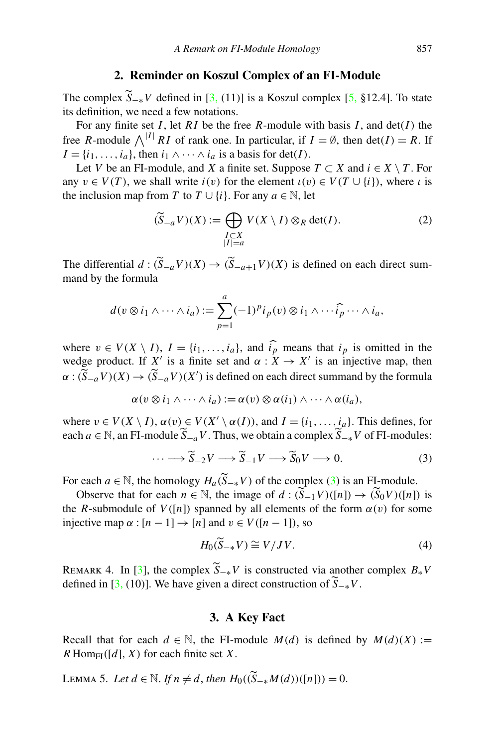## 2. Reminder on Koszul Complex of an FI-Module

The complex $\widetilde{S}_{-*}V$ defined in [3, (11)] is a Koszul complex [5, §12.4]. To state its definition, we need a few notations.

For any finite set $I$, let $RI$ be the free $R$-module with basis $I$, and $\det(I)$ the free $R$-module $\bigwedge^{|I|} RI$ of rank one. In particular, if $I = \emptyset$, then $\det(I) = R$. If $I = \{i_1, \ldots, i_a\}$, then $i_1 \wedge \cdots \wedge i_a$ is a basis for $\det(I)$.

Let $V$ be an FI-module, and $X$ a finite set. Suppose $T \subset X$ and $i \in X \setminus T$. For any $v \in V(T)$, we shall write $i(v)$ for the element $\iota(v) \in V(T \cup \{i\})$, where $\iota$ is the inclusion map from $T$ to $T \cup \{i\}$. For any $a \in \mathbb{N}$, let

$$(\widetilde{S}_{-a}V)(X) := \bigoplus_{\substack{I \subset X \\ |I| = a}} V(X \setminus I) \otimes_R \det(I). \tag{2}$$

The differential $d : (\widetilde{S}_{-a}V)(X) \to (\widetilde{S}_{-a+1}V)(X)$ is defined on each direct summand by the formula

$$d(v \otimes i_1 \wedge \cdots \wedge i_a) := \sum_{p=1}^{a} (-1)^p i_p(v) \otimes i_1 \wedge \cdots \widehat{i_p} \cdots \wedge i_a,$$

where $v \in V(X \setminus I)$, $I = \{i_1, \ldots, i_a\}$, and $\widehat{i_p}$ means that $i_p$ is omitted in the wedge product. If $X'$ is a finite set and $\alpha : X \to X'$ is an injective map, then $\alpha : (\widetilde{S}_{-a}V)(X) \to (\widetilde{S}_{-a}V)(X')$ is defined on each direct summand by the formula

$$\alpha(v \otimes i_1 \wedge \cdots \wedge i_a) := \alpha(v) \otimes \alpha(i_1) \wedge \cdots \wedge \alpha(i_a),$$

where $v \in V(X \setminus I)$, $\alpha(v) \in V(X' \setminus \alpha(I))$, and $I = \{i_1, \ldots, i_a\}$. This defines, for each $a \in \mathbb{N}$, an FI-module $\widetilde{S}_{-a}V$. Thus, we obtain a complex $\widetilde{S}_{-*}V$ of FI-modules:

$$\cdots \longrightarrow \widetilde{S}_{-2}V \longrightarrow \widetilde{S}_{-1}V \longrightarrow \widetilde{S}_{0}V \longrightarrow 0. \tag{3}$$

For each $a \in \mathbb{N}$, the homology $H_a(\widetilde{S}_{-*}V)$ of the complex (3) is an FI-module.

Observe that for each $n \in \mathbb{N}$, the image of $d : (\widetilde{S}_{-1}V)([n]) \to (\widetilde{S}_0 V)([n])$ is the $R$-submodule of $V([n])$ spanned by all elements of the form $\alpha(v)$ for some injective map $\alpha : [n-1] \to [n]$ and $v \in V([n-1])$, so

$$H_0(\widetilde{S}_{-*}V) \cong V/JV. \tag{4}$$

Remark 4. In [3], the complex $\widetilde{S}_{-*}V$ is constructed via another complex $B_*V$ defined in [3, (10)]. We have given a direct construction of $\widetilde{S}_{-*}V$.

## 3. A Key Fact

Recall that for each $d \in \mathbb{N}$, the FI-module $M(d)$ is defined by $M(d)(X) := R\,\mathrm{Hom}_{\mathrm{FI}}([d], X)$ for each finite set $X$.

Lemma 5. *Let $d \in \mathbb{N}$. If $n \neq d$, then $H_0((\widetilde{S}_{-*}M(d))([n])) = 0$.*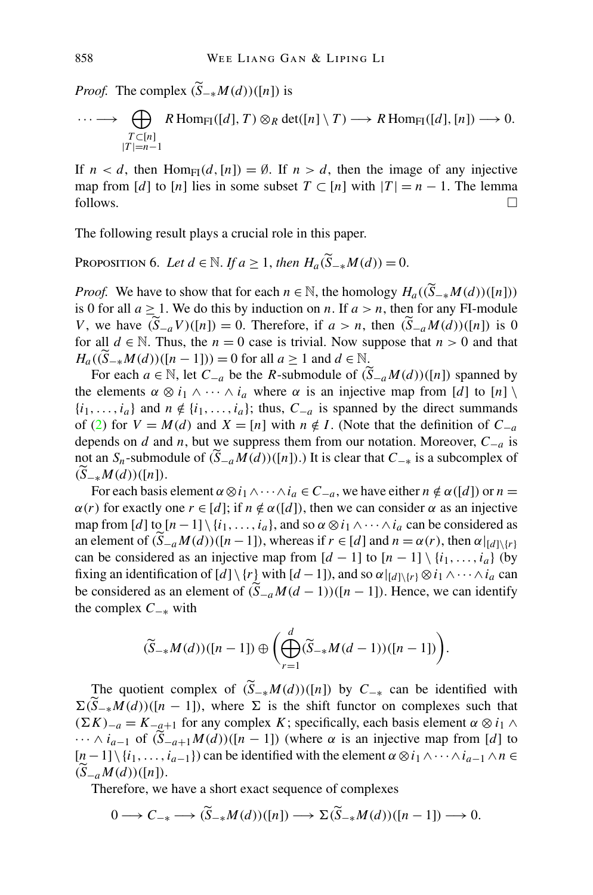*Proof.* The complex $(\widetilde{S}_{-*}M(d))([n])$ is

$$\cdots \longrightarrow \bigoplus_{\substack{T\subset[n]\\ |T|=n-1}} R\,\mathrm{Hom}_{\mathrm{FI}}([d],T)\otimes_R \det([n]\setminus T) \longrightarrow R\,\mathrm{Hom}_{\mathrm{FI}}([d],[n]) \longrightarrow 0.$$

If $n<d$, then $\mathrm{Hom}_{\mathrm{FI}}(d,[n])=\emptyset$. If $n>d$, then the image of any injective map from $[d]$ to $[n]$ lies in some subset $T\subset[n]$ with $|T|=n-1$. The lemma follows. □

The following result plays a crucial role in this paper.

**Proposition 6.** *Let $d\in\mathbb{N}$. If $a\geq 1$, then $H_a(\widetilde{S}_{-*}M(d))=0$.*

*Proof.* We have to show that for each $n\in\mathbb{N}$, the homology $H_a((\widetilde{S}_{-*}M(d))([n]))$ is 0 for all $a\geq 1$. We do this by induction on $n$. If $a>n$, then for any FI-module $V$, we have $(\widetilde{S}_{-a}V)([n])=0$. Therefore, if $a>n$, then $(\widetilde{S}_{-a}M(d))([n])$ is 0 for all $d\in\mathbb{N}$. Thus, the $n=0$ case is trivial. Now suppose that $n>0$ and that $H_a((\widetilde{S}_{-*}M(d))([n-1]))=0$ for all $a\geq 1$ and $d\in\mathbb{N}$.

For each $a\in\mathbb{N}$, let $C_{-a}$ be the $R$-submodule of $(\widetilde{S}_{-a}M(d))([n])$ spanned by the elements $\alpha\otimes i_1\wedge\cdots\wedge i_a$ where $\alpha$ is an injective map from $[d]$ to $[n]\setminus\{i_1,\ldots,i_a\}$ and $n\notin\{i_1,\ldots,i_a\}$; thus, $C_{-a}$ is spanned by the direct summands of (2) for $V=M(d)$ and $X=[n]$ with $n\notin I$. (Note that the definition of $C_{-a}$ depends on $d$ and $n$, but we suppress them from our notation. Moreover, $C_{-a}$ is not an $S_n$-submodule of $(\widetilde{S}_{-a}M(d))([n])$.) It is clear that $C_{-*}$ is a subcomplex of $(\widetilde{S}_{-*}M(d))([n])$.

For each basis element $\alpha\otimes i_1\wedge\cdots\wedge i_a\in C_{-a}$, we have either $n\notin\alpha([d])$ or $n=\alpha(r)$ for exactly one $r\in[d]$; if $n\notin\alpha([d])$, then we can consider $\alpha$ as an injective map from $[d]$ to $[n-1]\setminus\{i_1,\ldots,i_a\}$, and so $\alpha\otimes i_1\wedge\cdots\wedge i_a$ can be considered as an element of $(\widetilde{S}_{-a}M(d))([n-1])$, whereas if $r\in[d]$ and $n=\alpha(r)$, then $\alpha|_{[d]\setminus\{r\}}$ can be considered as an injective map from $[d-1]$ to $[n-1]\setminus\{i_1,\ldots,i_a\}$ (by fixing an identification of $[d]\setminus\{r\}$ with $[d-1]$), and so $\alpha|_{[d]\setminus\{r\}}\otimes i_1\wedge\cdots\wedge i_a$ can be considered as an element of $(\widetilde{S}_{-a}M(d-1))([n-1])$. Hence, we can identify the complex $C_{-*}$ with

$$(\widetilde{S}_{-*}M(d))([n-1])\oplus\left(\bigoplus_{r=1}^{d}(\widetilde{S}_{-*}M(d-1))([n-1])\right).$$

The quotient complex of $(\widetilde{S}_{-*}M(d))([n])$ by $C_{-*}$ can be identified with $\Sigma(\widetilde{S}_{-*}M(d))([n-1])$, where $\Sigma$ is the shift functor on complexes such that $(\Sigma K)_{-a}=K_{-a+1}$ for any complex $K$; specifically, each basis element $\alpha\otimes i_1\wedge\cdots\wedge i_{a-1}$ of $(\widetilde{S}_{-a+1}M(d))([n-1])$ (where $\alpha$ is an injective map from $[d]$ to $[n-1]\setminus\{i_1,\ldots,i_{a-1}\}$) can be identified with the element $\alpha\otimes i_1\wedge\cdots\wedge i_{a-1}\wedge n\in(\widetilde{S}_{-a}M(d))([n])$.

Therefore, we have a short exact sequence of complexes

$$0\longrightarrow C_{-*}\longrightarrow(\widetilde{S}_{-*}M(d))([n])\longrightarrow\Sigma(\widetilde{S}_{-*}M(d))([n-1])\longrightarrow 0.$$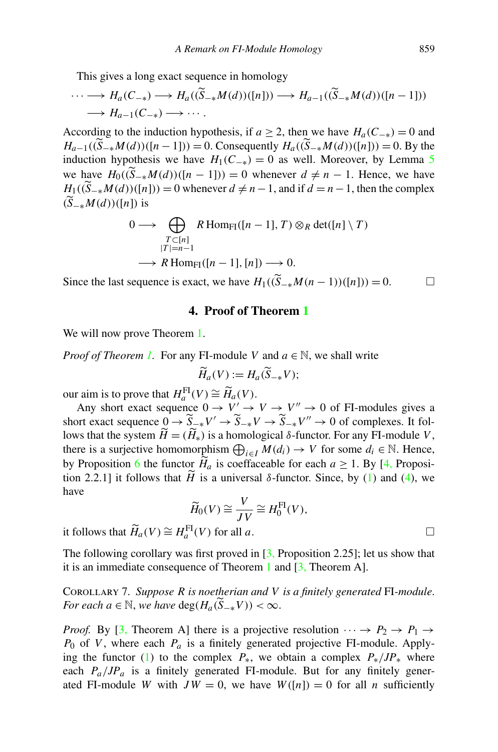This gives a long exact sequence in homology

$$\cdots \longrightarrow H_a(C_{-*}) \longrightarrow H_a((\widetilde{S}_{-*}M(d))([n])) \longrightarrow H_{a-1}((\widetilde{S}_{-*}M(d))([n-1])) \longrightarrow H_{a-1}(C_{-*}) \longrightarrow \cdots .$$

According to the induction hypothesis, if $a \geq 2$, then we have $H_a(C_{-*}) = 0$ and $H_{a-1}((\widetilde{S}_{-*}M(d))([n-1])) = 0$. Consequently $H_a((\widetilde{S}_{-*}M(d))([n])) = 0$. By the induction hypothesis we have $H_1(C_{-*}) = 0$ as well. Moreover, by Lemma 5 we have $H_0((\widetilde{S}_{-*}M(d))([n-1])) = 0$ whenever $d \neq n-1$. Hence, we have $H_1((\widetilde{S}_{-*}M(d))([n])) = 0$ whenever $d \neq n-1$, and if $d = n-1$, then the complex $(\widetilde{S}_{-*}M(d))([n])$ is

$$0 \longrightarrow \bigoplus_{\substack{T \subset [n] \\ |T| = n-1}} R\operatorname{Hom}_{\mathrm{FI}}([n-1], T) \otimes_R \det([n] \setminus T) \longrightarrow R\operatorname{Hom}_{\mathrm{FI}}([n-1],[n]) \longrightarrow 0.$$

Since the last sequence is exact, we have $H_1((\widetilde{S}_{-*}M(n-1))([n])) = 0$. □

## 4. Proof of Theorem 1

We will now prove Theorem 1.

*Proof of Theorem 1.* For any FI-module $V$ and $a \in \mathbb{N}$, we shall write

$$\widetilde{H}_a(V) := H_a(\widetilde{S}_{-*}V);$$

our aim is to prove that $H_a^{\mathrm{FI}}(V) \cong \widetilde{H}_a(V)$.

Any short exact sequence $0 \to V' \to V \to V'' \to 0$ of FI-modules gives a short exact sequence $0 \to \widetilde{S}_{-*}V' \to \widetilde{S}_{-*}V \to \widetilde{S}_{-*}V'' \to 0$ of complexes. It follows that the system $\widetilde{H} = (\widetilde{H}_*)$ is a homological $\delta$-functor. For any FI-module $V$, there is a surjective homomorphism $\bigoplus_{i \in I} M(d_i) \to V$ for some $d_i \in \mathbb{N}$. Hence, by Proposition 6 the functor $\widetilde{H}_a$ is coeffaceable for each $a \geq 1$. By [4, Proposition 2.2.1] it follows that $\widetilde{H}$ is a universal $\delta$-functor. Since, by (1) and (4), we have

$$\widetilde{H}_0(V) \cong \frac{V}{JV} \cong H_0^{\mathrm{FI}}(V),$$

it follows that $\widetilde{H}_a(V) \cong H_a^{\mathrm{FI}}(V)$ for all $a$. □

The following corollary was first proved in [3, Proposition 2.25]; let us show that it is an immediate consequence of Theorem 1 and [3, Theorem A].

Corollary 7. *Suppose $R$ is noetherian and $V$ is a finitely generated* FI*-module. For each $a \in \mathbb{N}$, we have $\deg(H_a(\widetilde{S}_{-*}V)) < \infty$.*

*Proof.* By [3, Theorem A] there is a projective resolution $\cdots \to P_2 \to P_1 \to P_0$ of $V$, where each $P_a$ is a finitely generated projective FI-module. Applying the functor (1) to the complex $P_*$, we obtain a complex $P_*/JP_*$ where each $P_a/JP_a$ is a finitely generated FI-module. But for any finitely generated FI-module $W$ with $JW = 0$, we have $W([n]) = 0$ for all $n$ sufficiently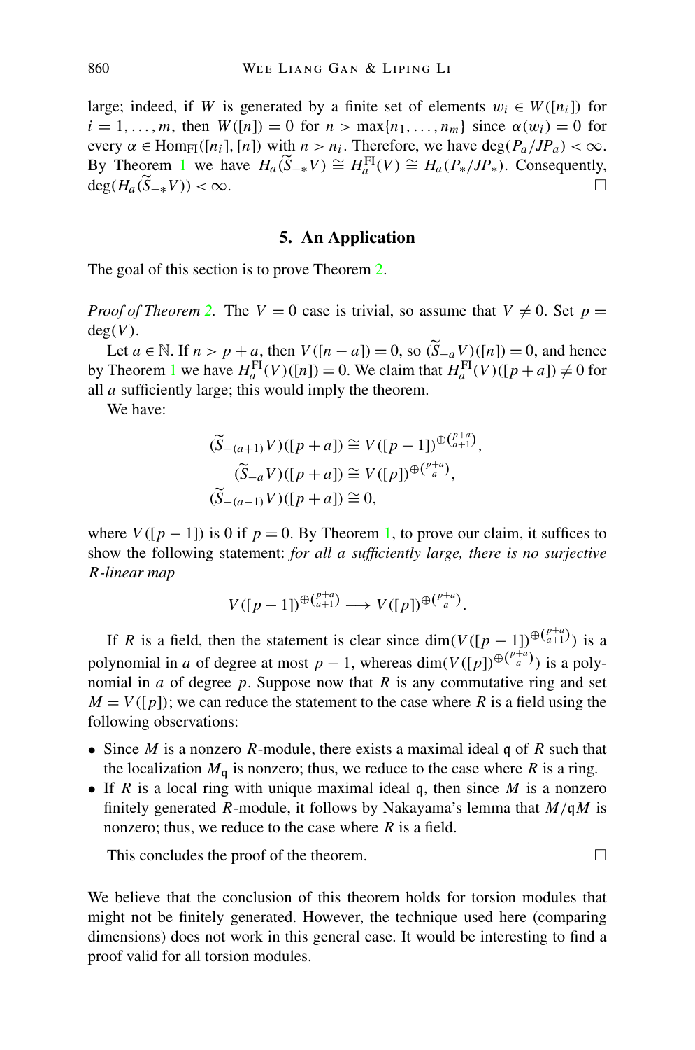large; indeed, if $W$ is generated by a finite set of elements $w_i \in W([n_i])$ for $i = 1, \ldots, m$, then $W([n]) = 0$ for $n > \max\{n_1, \ldots, n_m\}$ since $\alpha(w_i) = 0$ for every $\alpha \in \mathrm{Hom}_{\mathrm{FI}}([n_i], [n])$ with $n > n_i$. Therefore, we have $\deg(P_a/JP_a) < \infty$. By Theorem 1 we have $H_a(\widetilde{S}_{-*}V) \cong H_a^{\mathrm{FI}}(V) \cong H_a(P_*/JP_*)$. Consequently, $\deg(H_a(\widetilde{S}_{-*}V)) < \infty$. $\square$

## 5. An Application

The goal of this section is to prove Theorem 2.

*Proof of Theorem 2.* The $V = 0$ case is trivial, so assume that $V \neq 0$. Set $p = \deg(V)$.

Let $a \in \mathbb{N}$. If $n > p + a$, then $V([n-a]) = 0$, so $(\widetilde{S}_{-a}V)([n]) = 0$, and hence by Theorem 1 we have $H_a^{\mathrm{FI}}(V)([n]) = 0$. We claim that $H_a^{\mathrm{FI}}(V)([p+a]) \neq 0$ for all $a$ sufficiently large; this would imply the theorem.

We have:

$$(\widetilde{S}_{-(a+1)}V)([p+a]) \cong V([p-1])^{\oplus\binom{p+a}{a+1}},$$
$$(\widetilde{S}_{-a}V)([p+a]) \cong V([p])^{\oplus\binom{p+a}{a}},$$
$$(\widetilde{S}_{-(a-1)}V)([p+a]) \cong 0,$$

where $V([p-1])$ is 0 if $p = 0$. By Theorem 1, to prove our claim, it suffices to show the following statement: *for all $a$ sufficiently large, there is no surjective $R$-linear map*

$$V([p-1])^{\oplus\binom{p+a}{a+1}} \longrightarrow V([p])^{\oplus\binom{p+a}{a}}.$$

If $R$ is a field, then the statement is clear since $\dim(V([p-1])^{\oplus\binom{p+a}{a+1}})$ is a polynomial in $a$ of degree at most $p-1$, whereas $\dim(V([p])^{\oplus\binom{p+a}{a}})$ is a polynomial in $a$ of degree $p$. Suppose now that $R$ is any commutative ring and set $M = V([p])$; we can reduce the statement to the case where $R$ is a field using the following observations:

- Since $M$ is a nonzero $R$-module, there exists a maximal ideal $\mathfrak{q}$ of $R$ such that the localization $M_{\mathfrak{q}}$ is nonzero; thus, we reduce to the case where $R$ is a ring.
- If $R$ is a local ring with unique maximal ideal $\mathfrak{q}$, then since $M$ is a nonzero finitely generated $R$-module, it follows by Nakayama's lemma that $M/\mathfrak{q}M$ is nonzero; thus, we reduce to the case where $R$ is a field.

This concludes the proof of the theorem. $\square$

We believe that the conclusion of this theorem holds for torsion modules that might not be finitely generated. However, the technique used here (comparing dimensions) does not work in this general case. It would be interesting to find a proof valid for all torsion modules.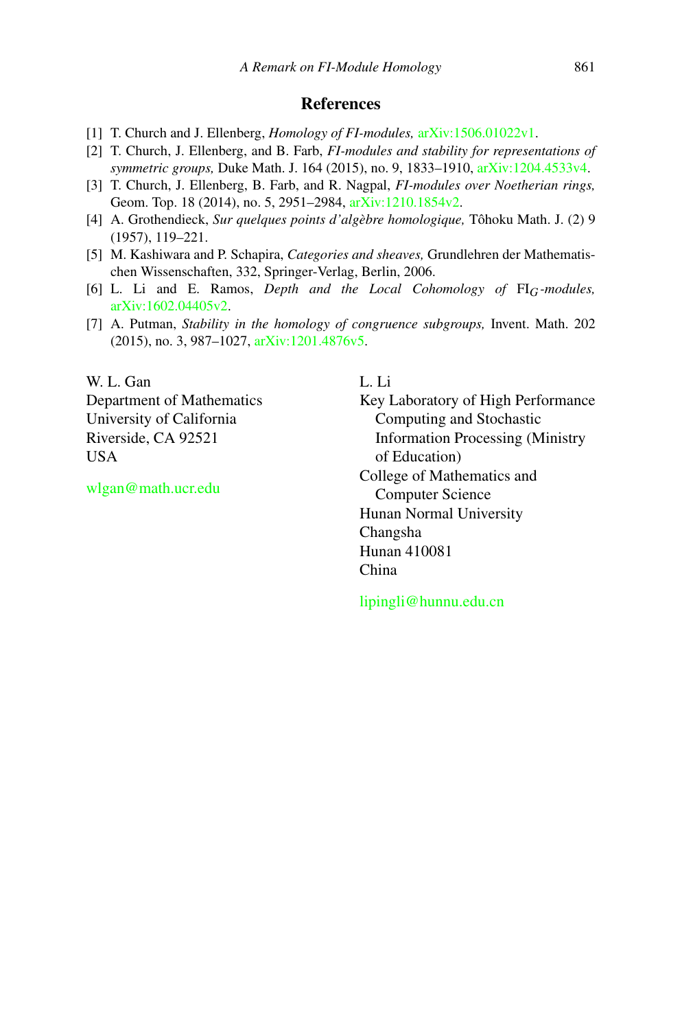## References

[1] T. Church and J. Ellenberg, *Homology of FI-modules,* arXiv:1506.01022v1.

[2] T. Church, J. Ellenberg, and B. Farb, *FI-modules and stability for representations of symmetric groups,* Duke Math. J. 164 (2015), no. 9, 1833–1910, arXiv:1204.4533v4.

[3] T. Church, J. Ellenberg, B. Farb, and R. Nagpal, *FI-modules over Noetherian rings,* Geom. Top. 18 (2014), no. 5, 2951–2984, arXiv:1210.1854v2.

[4] A. Grothendieck, *Sur quelques points d'algèbre homologique,* Tôhoku Math. J. (2) 9 (1957), 119–221.

[5] M. Kashiwara and P. Schapira, *Categories and sheaves,* Grundlehren der Mathematischen Wissenschaften, 332, Springer-Verlag, Berlin, 2006.

[6] L. Li and E. Ramos, *Depth and the Local Cohomology of* $\mathrm{FI}_G$*-modules,* arXiv:1602.04405v2.

[7] A. Putman, *Stability in the homology of congruence subgroups,* Invent. Math. 202 (2015), no. 3, 987–1027, arXiv:1201.4876v5.

W. L. Gan
Department of Mathematics
University of California
Riverside, CA 92521
USA

wlgan@math.ucr.edu

L. Li
Key Laboratory of High Performance Computing and Stochastic Information Processing (Ministry of Education)
College of Mathematics and Computer Science
Hunan Normal University
Changsha
Hunan 410081
China

lipingli@hunnu.edu.cn